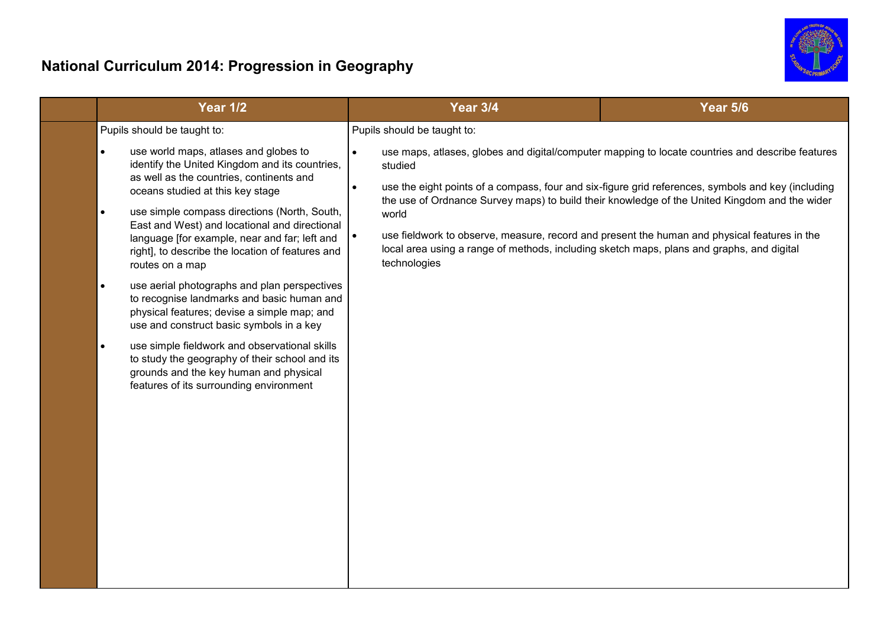# National Curriculum 2014: Progression in Geography

| | Year 1/2 | Year 3/4 | Year 5/6 |
|---|---|---|---|
| | Pupils should be taught to:<br><br>• use world maps, atlases and globes to identify the United Kingdom and its countries, as well as the countries, continents and oceans studied at this key stage<br><br>• use simple compass directions (North, South, East and West) and locational and directional language [for example, near and far; left and right], to describe the location of features and routes on a map<br><br>• use aerial photographs and plan perspectives to recognise landmarks and basic human and physical features; devise a simple map; and use and construct basic symbols in a key<br><br>• use simple fieldwork and observational skills to study the geography of their school and its grounds and the key human and physical features of its surrounding environment | Pupils should be taught to:<br><br>• use maps, atlases, globes and digital/computer mapping to locate countries and describe features studied<br><br>• use the eight points of a compass, four and six-figure grid references, symbols and key (including the use of Ordnance Survey maps) to build their knowledge of the United Kingdom and the wider world<br><br>• use fieldwork to observe, measure, record and present the human and physical features in the local area using a range of methods, including sketch maps, plans and graphs, and digital technologies | |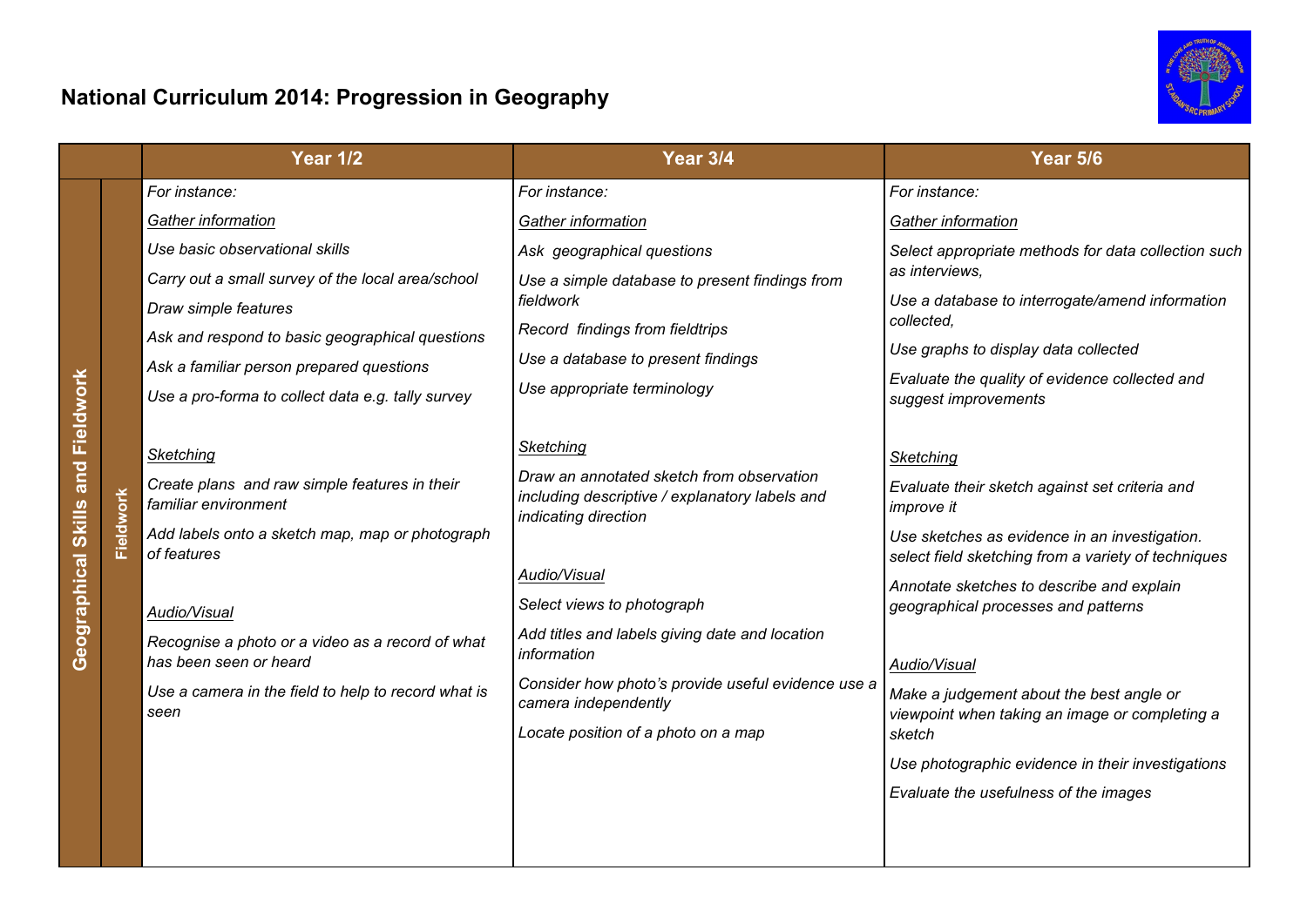# National Curriculum 2014: Progression in Geography

| | | Year 1/2 | Year 3/4 | Year 5/6 |
|---|---|---|---|---|
| Geographical Skills and Fieldwork | Fieldwork | *For instance:*<br><br>*<u>Gather information</u>*<br><br>*Use basic observational skills*<br><br>*Carry out a small survey of the local area/school*<br><br>*Draw simple features*<br><br>*Ask and respond to basic geographical questions*<br><br>*Ask a familiar person prepared questions*<br><br>*Use a pro-forma to collect data e.g. tally survey*<br><br>*<u>Sketching</u>*<br><br>*Create plans and raw simple features in their familiar environment*<br><br>*Add labels onto a sketch map, map or photograph of features*<br><br>*<u>Audio/Visual</u>*<br><br>*Recognise a photo or a video as a record of what has been seen or heard*<br><br>*Use a camera in the field to help to record what is seen* | *For instance:*<br><br>*<u>Gather information</u>*<br><br>*Ask geographical questions*<br><br>*Use a simple database to present findings from fieldwork*<br><br>*Record findings from fieldtrips*<br><br>*Use a database to present findings*<br><br>*Use appropriate terminology*<br><br>*<u>Sketching</u>*<br><br>*Draw an annotated sketch from observation including descriptive / explanatory labels and indicating direction*<br><br>*<u>Audio/Visual</u>*<br><br>*Select views to photograph*<br><br>*Add titles and labels giving date and location information*<br><br>*Consider how photo's provide useful evidence use a camera independently*<br><br>*Locate position of a photo on a map* | *For instance:*<br><br>*<u>Gather information</u>*<br><br>*Select appropriate methods for data collection such as interviews,*<br><br>*Use a database to interrogate/amend information collected,*<br><br>*Use graphs to display data collected*<br><br>*Evaluate the quality of evidence collected and suggest improvements*<br><br>*<u>Sketching</u>*<br><br>*Evaluate their sketch against set criteria and improve it*<br><br>*Use sketches as evidence in an investigation. select field sketching from a variety of techniques*<br><br>*Annotate sketches to describe and explain geographical processes and patterns*<br><br>*<u>Audio/Visual</u>*<br><br>*Make a judgement about the best angle or viewpoint when taking an image or completing a sketch*<br><br>*Use photographic evidence in their investigations*<br><br>*Evaluate the usefulness of the images* |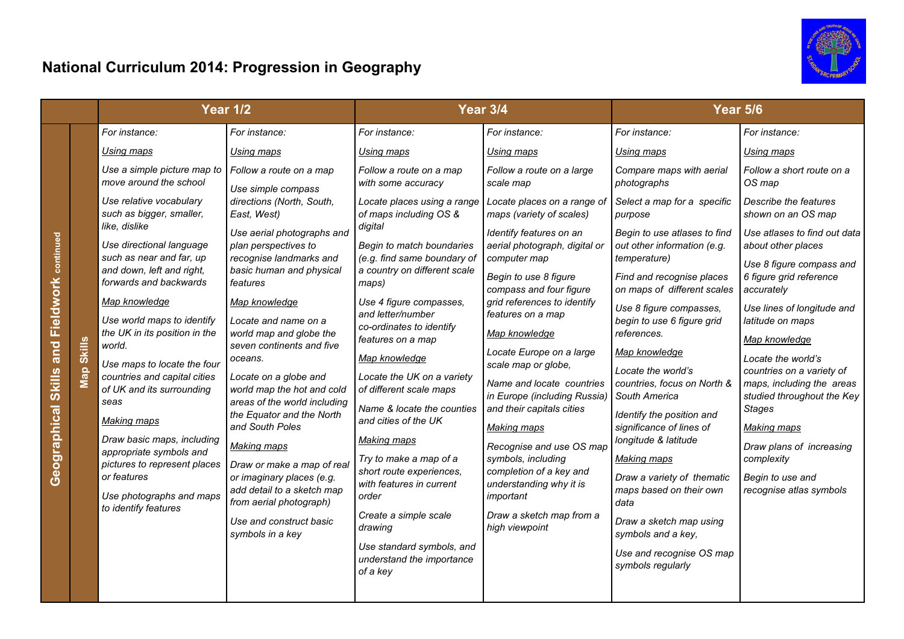# National Curriculum 2014: Progression in Geography

| | | Year 1/2 | | Year 3/4 | | Year 5/6 | |
|---|---|---|---|---|---|---|---|
| **Geographical Skills and Fieldwork** continued | **Map Skills** | *For instance:*<br><br>*Using maps*<br><br>*Use a simple picture map to move around the school*<br><br>*Use relative vocabulary such as bigger, smaller, like, dislike*<br><br>*Use directional language such as near and far, up and down, left and right, forwards and backwards*<br><br>*Map knowledge*<br><br>*Use world maps to identify the UK in its position in the world.*<br><br>*Use maps to locate the four countries and capital cities of UK and its surrounding seas*<br><br>*Making maps*<br><br>*Draw basic maps, including appropriate symbols and pictures to represent places or features*<br><br>*Use photographs and maps to identify features* | *For instance:*<br><br>*Using maps*<br><br>*Follow a route on a map*<br><br>*Use simple compass directions (North, South, East, West)*<br><br>*Use aerial photographs and plan perspectives to recognise landmarks and basic human and physical features*<br><br>*Map knowledge*<br><br>*Locate and name on a world map and globe the seven continents and five oceans.*<br><br>*Locate on a globe and world map the hot and cold areas of the world including the Equator and the North and South Poles*<br><br>*Making maps*<br><br>*Draw or make a map of real or imaginary places (e.g. add detail to a sketch map from aerial photograph)*<br><br>*Use and construct basic symbols in a key* | *For instance:*<br><br>*Using maps*<br><br>*Follow a route on a map with some accuracy*<br><br>*Locate places using a range of maps including OS & digital*<br><br>*Begin to match boundaries (e.g. find same boundary of a country on different scale maps)*<br><br>*Use 4 figure compasses, and letter/number co-ordinates to identify features on a map*<br><br>*Map knowledge*<br><br>*Locate the UK on a variety of different scale maps*<br><br>*Name & locate the counties and cities of the UK*<br><br>*Making maps*<br><br>*Try to make a map of a short route experiences, with features in current order*<br><br>*Create a simple scale drawing*<br><br>*Use standard symbols, and understand the importance of a key* | *For instance:*<br><br>*Using maps*<br><br>*Follow a route on a large scale map*<br><br>*Locate places on a range of maps (variety of scales)*<br><br>*Identify features on an aerial photograph, digital or computer map*<br><br>*Begin to use 8 figure compass and four figure grid references to identify features on a map*<br><br>*Map knowledge*<br><br>*Locate Europe on a large scale map or globe,*<br><br>*Name and locate countries in Europe (including Russia) and their capitals cities*<br><br>*Making maps*<br><br>*Recognise and use OS map symbols, including completion of a key and understanding why it is important*<br><br>*Draw a sketch map from a high viewpoint* | *For instance:*<br><br>*Using maps*<br><br>*Compare maps with aerial photographs*<br><br>*Select a map for a specific purpose*<br><br>*Begin to use atlases to find out other information (e.g. temperature)*<br><br>*Find and recognise places on maps of different scales*<br><br>*Use 8 figure compasses, begin to use 6 figure grid references.*<br><br>*Map knowledge*<br><br>*Locate the world's countries, focus on North & South America*<br><br>*Identify the position and significance of lines of longitude & latitude*<br><br>*Making maps*<br><br>*Draw a variety of thematic maps based on their own data*<br><br>*Draw a sketch map using symbols and a key,*<br><br>*Use and recognise OS map symbols regularly* | *For instance:*<br><br>*Using maps*<br><br>*Follow a short route on a OS map*<br><br>*Describe the features shown on an OS map*<br><br>*Use atlases to find out data about other places*<br><br>*Use 8 figure compass and 6 figure grid reference accurately*<br><br>*Use lines of longitude and latitude on maps*<br><br>*Map knowledge*<br><br>*Locate the world's countries on a variety of maps, including the areas studied throughout the Key Stages*<br><br>*Making maps*<br><br>*Draw plans of increasing complexity*<br><br>*Begin to use and recognise atlas symbols* |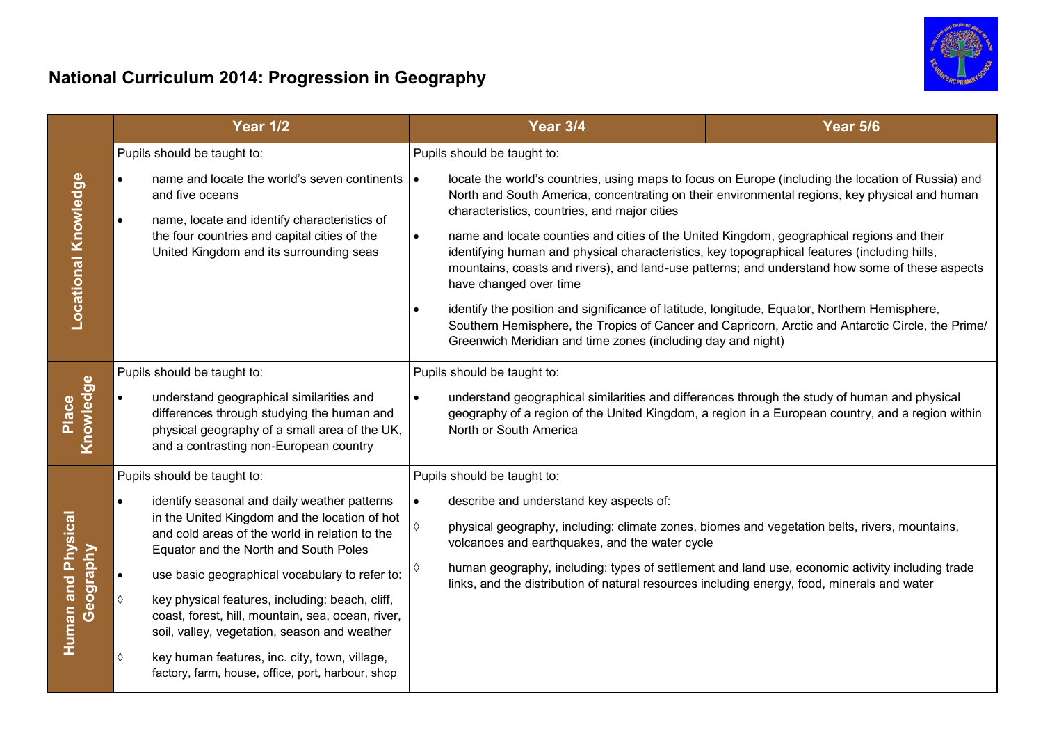# National Curriculum 2014: Progression in Geography

| | Year 1/2 | Year 3/4 | Year 5/6 |
|---|---|---|---|
| **Locational Knowledge** | Pupils should be taught to:<br>• name and locate the world's seven continents and five oceans<br>• name, locate and identify characteristics of the four countries and capital cities of the United Kingdom and its surrounding seas | Pupils should be taught to:<br>• locate the world's countries, using maps to focus on Europe (including the location of Russia) and North and South America, concentrating on their environmental regions, key physical and human characteristics, countries, and major cities<br>• name and locate counties and cities of the United Kingdom, geographical regions and their identifying human and physical characteristics, key topographical features (including hills, mountains, coasts and rivers), and land-use patterns; and understand how some of these aspects have changed over time<br>• identify the position and significance of latitude, longitude, Equator, Northern Hemisphere, Southern Hemisphere, the Tropics of Cancer and Capricorn, Arctic and Antarctic Circle, the Prime/ Greenwich Meridian and time zones (including day and night) | |
| **Place Knowledge** | Pupils should be taught to:<br>• understand geographical similarities and differences through studying the human and physical geography of a small area of the UK, and a contrasting non-European country | Pupils should be taught to:<br>• understand geographical similarities and differences through the study of human and physical geography of a region of the United Kingdom, a region in a European country, and a region within North or South America | |
| **Human and Physical Geography** | Pupils should be taught to:<br>• identify seasonal and daily weather patterns in the United Kingdom and the location of hot and cold areas of the world in relation to the Equator and the North and South Poles<br>• use basic geographical vocabulary to refer to:<br>◊ key physical features, including: beach, cliff, coast, forest, hill, mountain, sea, ocean, river, soil, valley, vegetation, season and weather<br>◊ key human features, inc. city, town, village, factory, farm, house, office, port, harbour, shop | Pupils should be taught to:<br>• describe and understand key aspects of:<br>◊ physical geography, including: climate zones, biomes and vegetation belts, rivers, mountains, volcanoes and earthquakes, and the water cycle<br>◊ human geography, including: types of settlement and land use, economic activity including trade links, and the distribution of natural resources including energy, food, minerals and water | |